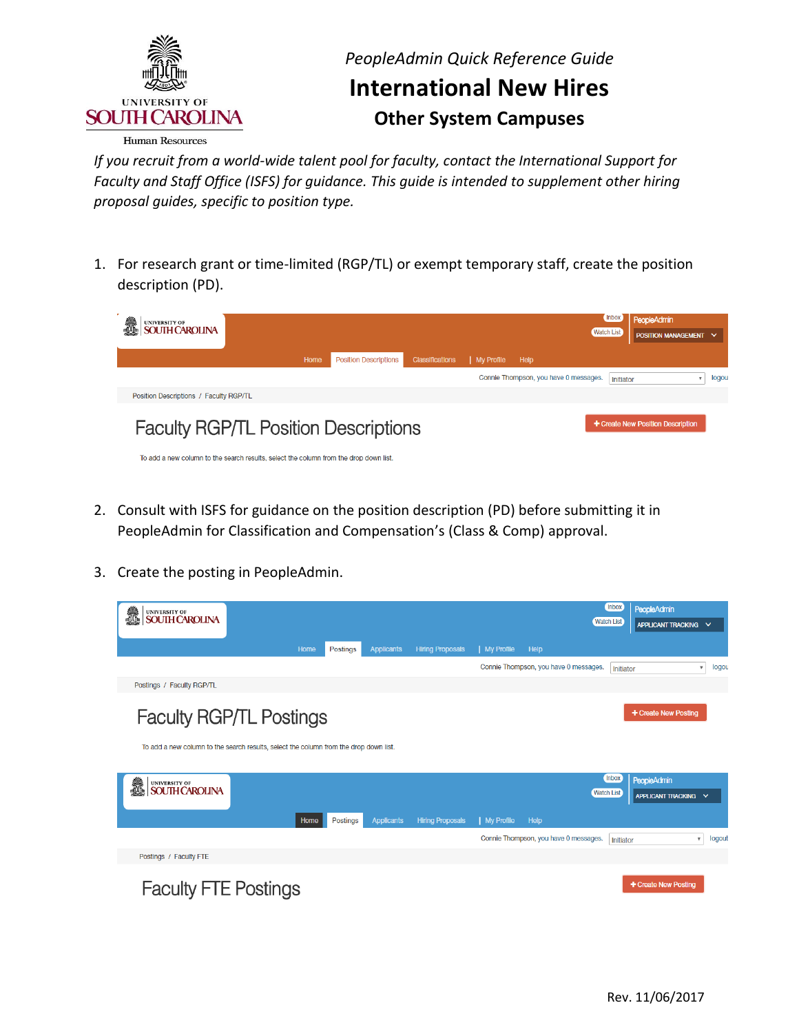UNIVERSITY OF SOUTH CAROLINA

Human Resources

*PeopleAdmin Quick Reference Guide*

# International New Hires

## Other System Campuses

*If you recruit from a world-wide talent pool for faculty, contact the International Support for Faculty and Staff Office (ISFS) for guidance. This guide is intended to supplement other hiring proposal guides, specific to position type.*

1. For research grant or time-limited (RGP/TL) or exempt temporary staff, create the position description (PD).

2. Consult with ISFS for guidance on the position description (PD) before submitting it in PeopleAdmin for Classification and Compensation's (Class & Comp) approval.

3. Create the posting in PeopleAdmin.

Rev. 11/06/2017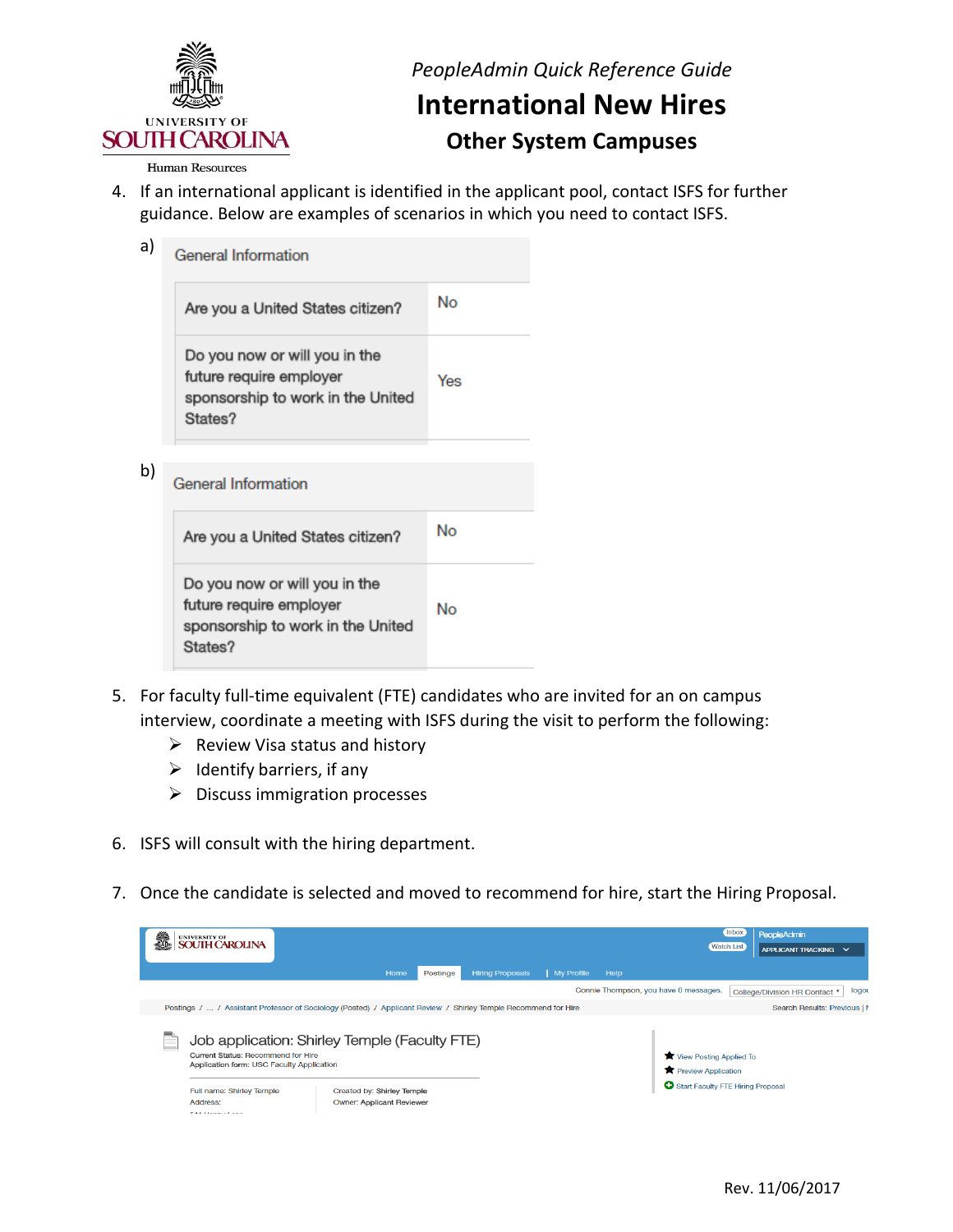*PeopleAdmin Quick Reference Guide*

# International New Hires

## Other System Campuses

4. If an international applicant is identified in the applicant pool, contact ISFS for further guidance. Below are examples of scenarios in which you need to contact ISFS.

a)

| General Information | |
|---|---|
| Are you a United States citizen? | No |
| Do you now or will you in the future require employer sponsorship to work in the United States? | Yes |

b)

| General Information | |
|---|---|
| Are you a United States citizen? | No |
| Do you now or will you in the future require employer sponsorship to work in the United States? | No |

5. For faculty full-time equivalent (FTE) candidates who are invited for an on campus interview, coordinate a meeting with ISFS during the visit to perform the following:
   - Review Visa status and history
   - Identify barriers, if any
   - Discuss immigration processes

6. ISFS will consult with the hiring department.

7. Once the candidate is selected and moved to recommend for hire, start the Hiring Proposal.

Inbox | Watch List | PeopleAdmin | APPLICANT TRACKING

Home | Postings | Hiring Proposals | My Profile | Help

Connie Thompson, you have 0 messages. | College/Division HR Contact | logout

Postings / ... / Assistant Professor of Sociology (Posted) / Applicant Review / Shirley Temple Recommend for Hire

Search Results: Previous |

Job application: Shirley Temple (Faculty FTE)

Current Status: Recommend for Hire
Application form: USC Faculty Application

Full name: Shirley Temple
Address:

Created by: Shirley Temple
Owner: Applicant Reviewer

View Posting Applied To
Preview Application
Start Faculty FTE Hiring Proposal

Rev. 11/06/2017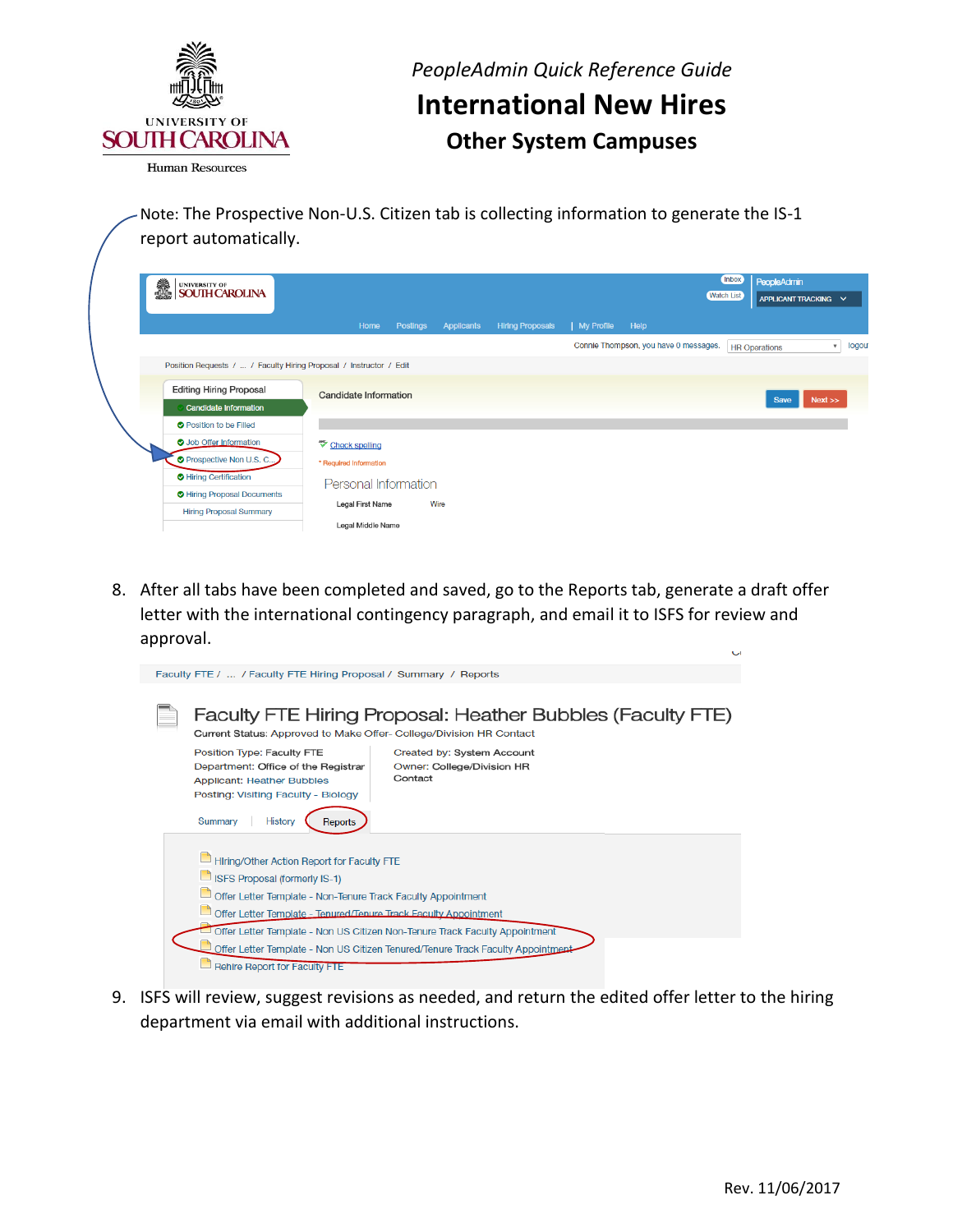*PeopleAdmin Quick Reference Guide*

# International New Hires

## Other System Campuses

Note: The Prospective Non-U.S. Citizen tab is collecting information to generate the IS-1 report automatically.

8. After all tabs have been completed and saved, go to the Reports tab, generate a draft offer letter with the international contingency paragraph, and email it to ISFS for review and approval.

9. ISFS will review, suggest revisions as needed, and return the edited offer letter to the hiring department via email with additional instructions.

Rev. 11/06/2017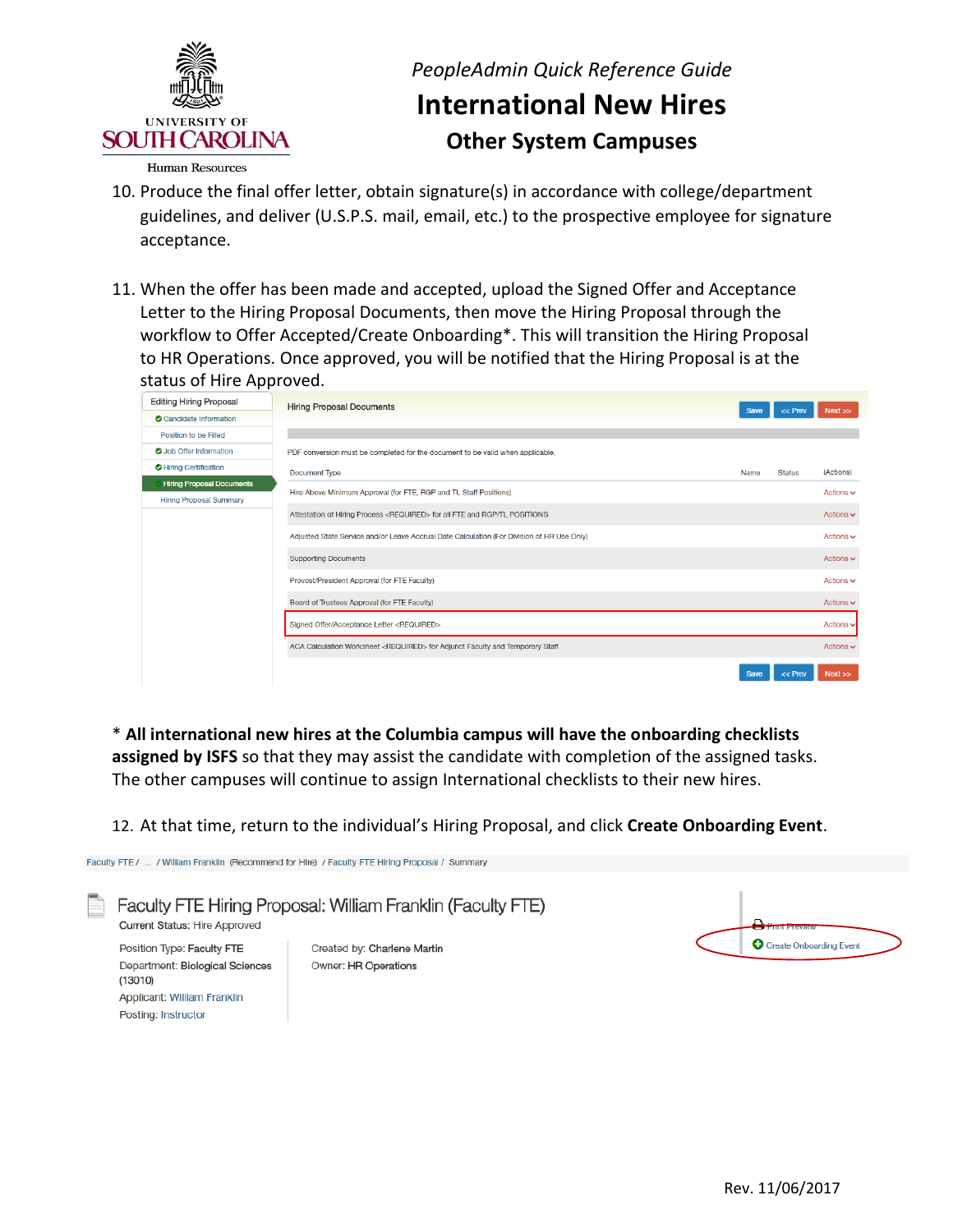10. Produce the final offer letter, obtain signature(s) in accordance with college/department guidelines, and deliver (U.S.P.S. mail, email, etc.) to the prospective employee for signature acceptance.

11. When the offer has been made and accepted, upload the Signed Offer and Acceptance Letter to the Hiring Proposal Documents, then move the Hiring Proposal through the workflow to Offer Accepted/Create Onboarding*. This will transition the Hiring Proposal to HR Operations. Once approved, you will be notified that the Hiring Proposal is at the status of Hire Approved.

\* **All international new hires at the Columbia campus will have the onboarding checklists assigned by ISFS** so that they may assist the candidate with completion of the assigned tasks. The other campuses will continue to assign International checklists to their new hires.

12. At that time, return to the individual's Hiring Proposal, and click **Create Onboarding Event**.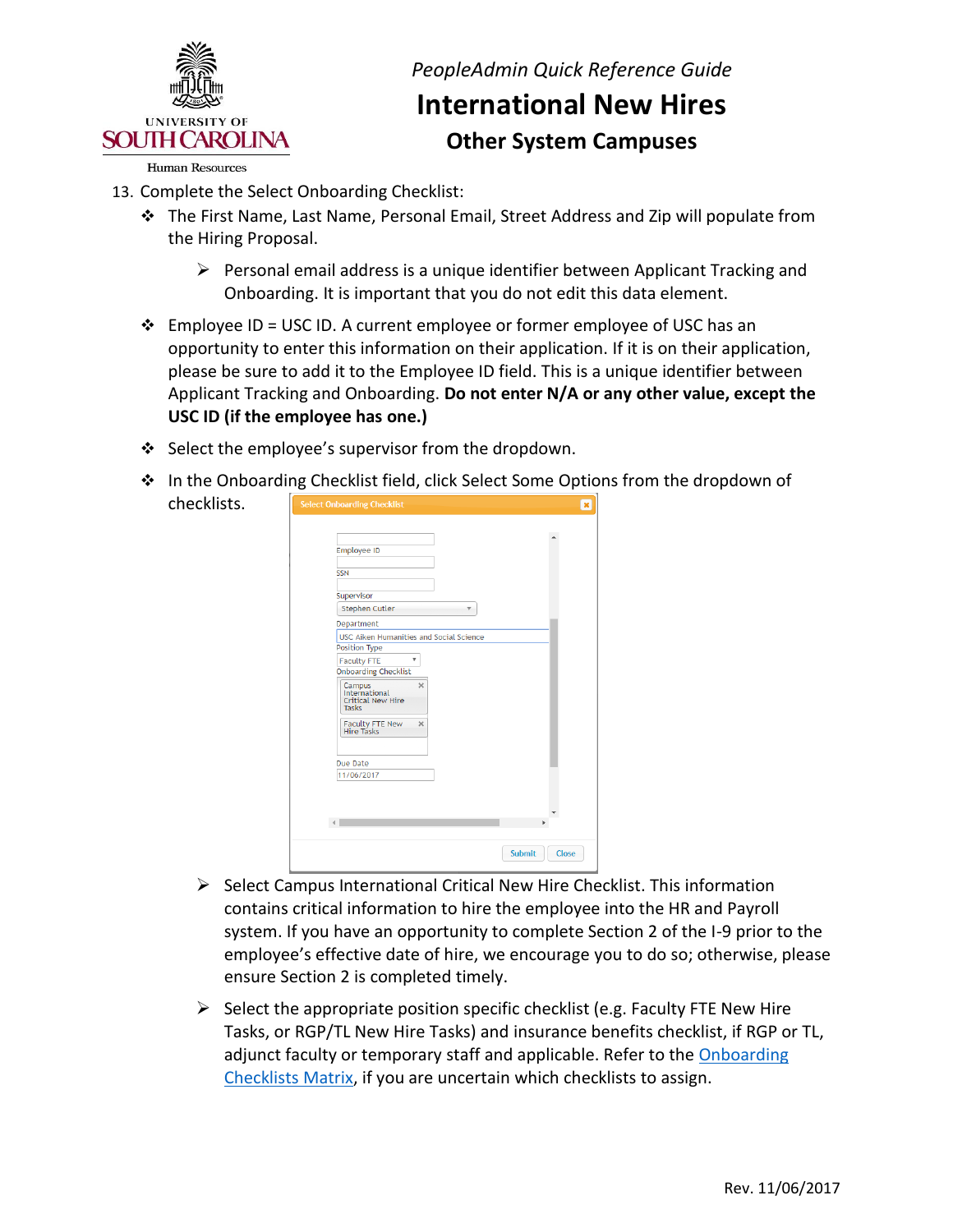13. Complete the Select Onboarding Checklist:
    - The First Name, Last Name, Personal Email, Street Address and Zip will populate from the Hiring Proposal.
        - Personal email address is a unique identifier between Applicant Tracking and Onboarding. It is important that you do not edit this data element.
    - Employee ID = USC ID. A current employee or former employee of USC has an opportunity to enter this information on their application. If it is on their application, please be sure to add it to the Employee ID field. This is a unique identifier between Applicant Tracking and Onboarding. **Do not enter N/A or any other value, except the USC ID (if the employee has one.)**
    - Select the employee's supervisor from the dropdown.
    - In the Onboarding Checklist field, click Select Some Options from the dropdown of checklists.
        - Select Campus International Critical New Hire Checklist. This information contains critical information to hire the employee into the HR and Payroll system. If you have an opportunity to complete Section 2 of the I-9 prior to the employee's effective date of hire, we encourage you to do so; otherwise, please ensure Section 2 is completed timely.
        - Select the appropriate position specific checklist (e.g. Faculty FTE New Hire Tasks, or RGP/TL New Hire Tasks) and insurance benefits checklist, if RGP or TL, adjunct faculty or temporary staff and applicable. Refer to the Onboarding Checklists Matrix, if you are uncertain which checklists to assign.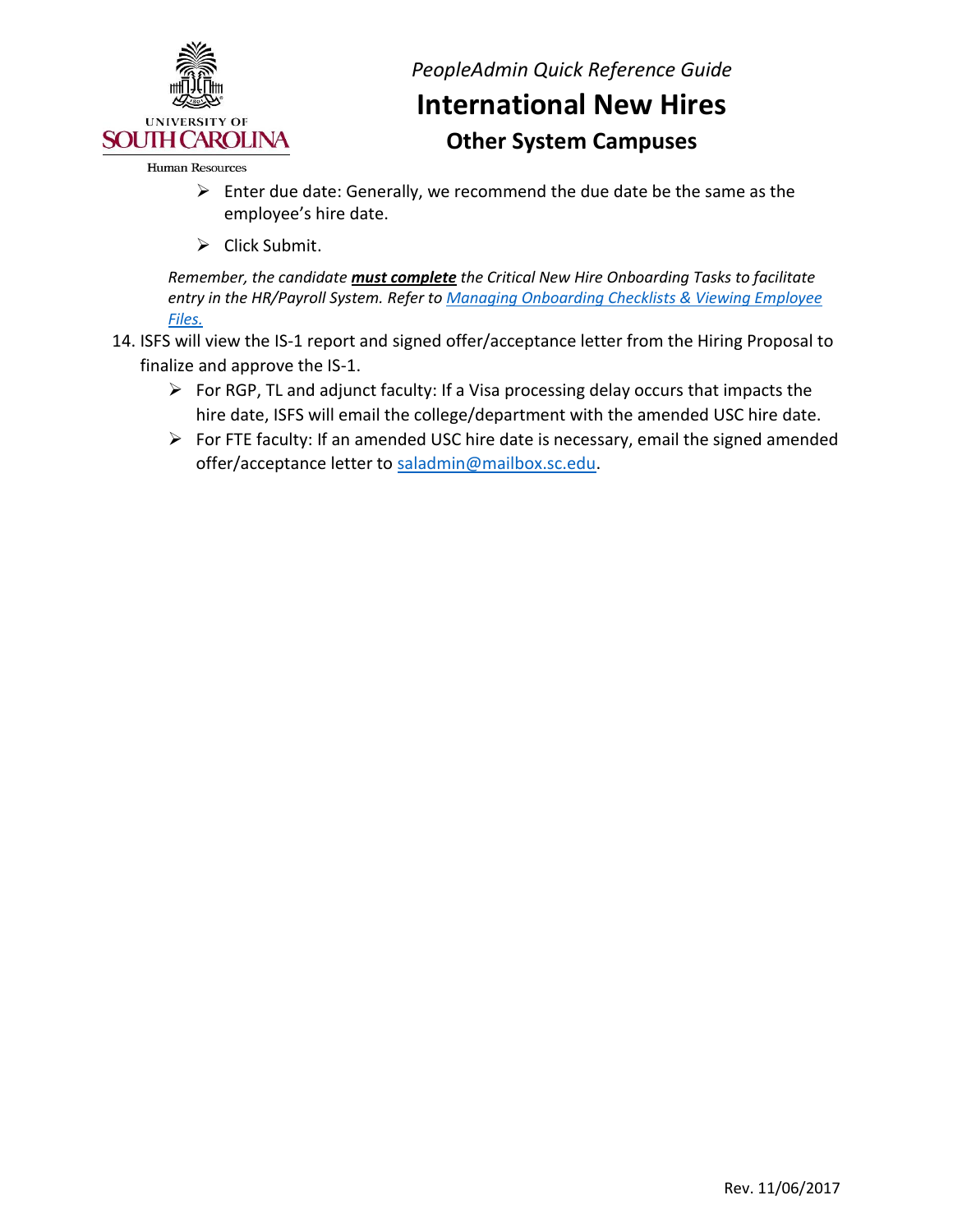- Enter due date: Generally, we recommend the due date be the same as the employee's hire date.
- Click Submit.

*Remember, the candidate **must complete** the Critical New Hire Onboarding Tasks to facilitate entry in the HR/Payroll System. Refer to [Managing Onboarding Checklists & Viewing Employee Files.]()*

14. ISFS will view the IS-1 report and signed offer/acceptance letter from the Hiring Proposal to finalize and approve the IS-1.
    - For RGP, TL and adjunct faculty: If a Visa processing delay occurs that impacts the hire date, ISFS will email the college/department with the amended USC hire date.
    - For FTE faculty: If an amended USC hire date is necessary, email the signed amended offer/acceptance letter to saladmin@mailbox.sc.edu.

Rev. 11/06/2017